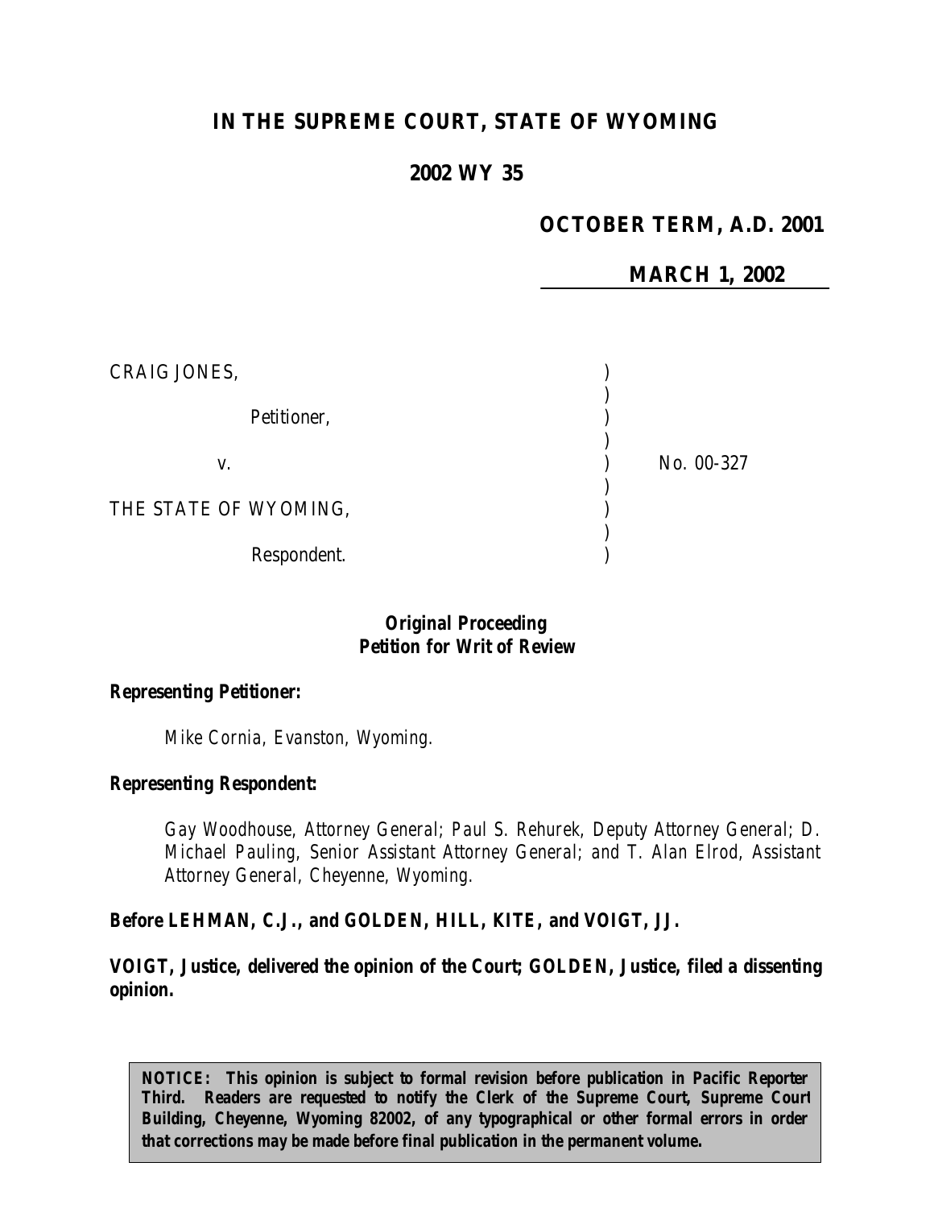# IN THE SUPREME COURT, STATE OF WYOMING

## 2002 WY 35

**OCTOBER TERM, A.D. 2001**

**MARCH 1, 2002**

CRAIG JONES,

Petitioner,

v.

THE STATE OF WYOMING,

Respondent.

No. 00-327

**Original Proceeding**
**Petition for Writ of Review**

**Representing Petitioner:**

Mike Cornia, Evanston, Wyoming.

**Representing Respondent:**

Gay Woodhouse, Attorney General; Paul S. Rehurek, Deputy Attorney General; D. Michael Pauling, Senior Assistant Attorney General; and T. Alan Elrod, Assistant Attorney General, Cheyenne, Wyoming.

**Before LEHMAN, C.J., and GOLDEN, HILL, KITE, and VOIGT, JJ.**

**VOIGT, Justice, delivered the opinion of the Court; GOLDEN, Justice, filed a dissenting opinion.**

**NOTICE: This opinion is subject to formal revision before publication in Pacific Reporter Third. Readers are requested to notify the Clerk of the Supreme Court, Supreme Court Building, Cheyenne, Wyoming 82002, of any typographical or other formal errors in order that corrections may be made before final publication in the permanent volume.**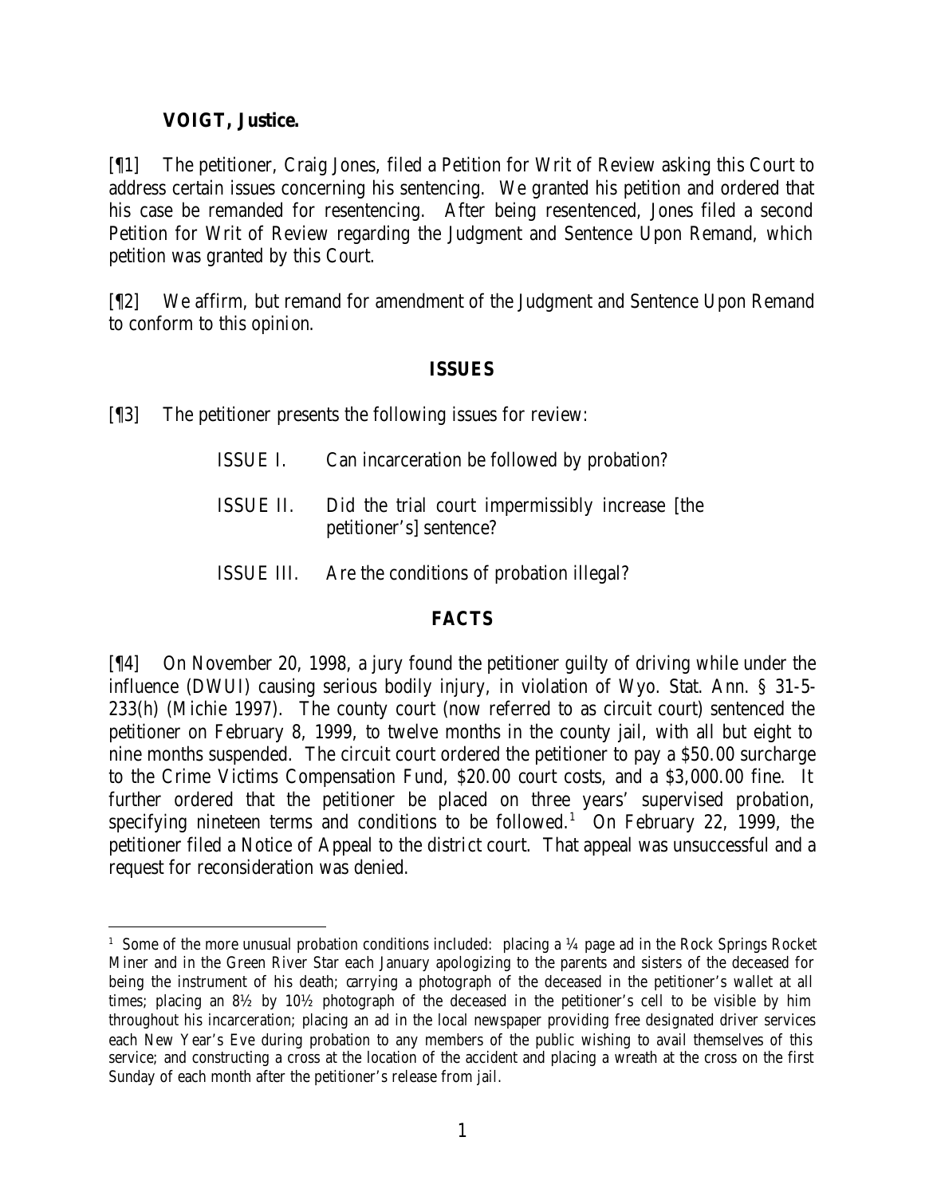**VOIGT, Justice.**

[¶1] The petitioner, Craig Jones, filed a Petition for Writ of Review asking this Court to address certain issues concerning his sentencing. We granted his petition and ordered that his case be remanded for resentencing. After being resentenced, Jones filed a second Petition for Writ of Review regarding the Judgment and Sentence Upon Remand, which petition was granted by this Court.

[¶2] We affirm, but remand for amendment of the Judgment and Sentence Upon Remand to conform to this opinion.

## ISSUES

[¶3] The petitioner presents the following issues for review:

ISSUE I. Can incarceration be followed by probation?

ISSUE II. Did the trial court impermissibly increase [the petitioner's] sentence?

ISSUE III. Are the conditions of probation illegal?

## FACTS

[¶4] On November 20, 1998, a jury found the petitioner guilty of driving while under the influence (DWUI) causing serious bodily injury, in violation of Wyo. Stat. Ann. § 31-5-233(h) (Michie 1997). The county court (now referred to as circuit court) sentenced the petitioner on February 8, 1999, to twelve months in the county jail, with all but eight to nine months suspended. The circuit court ordered the petitioner to pay a $50.00 surcharge to the Crime Victims Compensation Fund, $20.00 court costs, and a $3,000.00 fine. It further ordered that the petitioner be placed on three years' supervised probation, specifying nineteen terms and conditions to be followed.[1] On February 22, 1999, the petitioner filed a Notice of Appeal to the district court. That appeal was unsuccessful and a request for reconsideration was denied.

[1] Some of the more unusual probation conditions included: placing a ¼ page ad in the Rock Springs Rocket Miner and in the Green River Star each January apologizing to the parents and sisters of the deceased for being the instrument of his death; carrying a photograph of the deceased in the petitioner's wallet at all times; placing an 8½ by 10½ photograph of the deceased in the petitioner's cell to be visible by him throughout his incarceration; placing an ad in the local newspaper providing free designated driver services each New Year's Eve during probation to any members of the public wishing to avail themselves of this service; and constructing a cross at the location of the accident and placing a wreath at the cross on the first Sunday of each month after the petitioner's release from jail.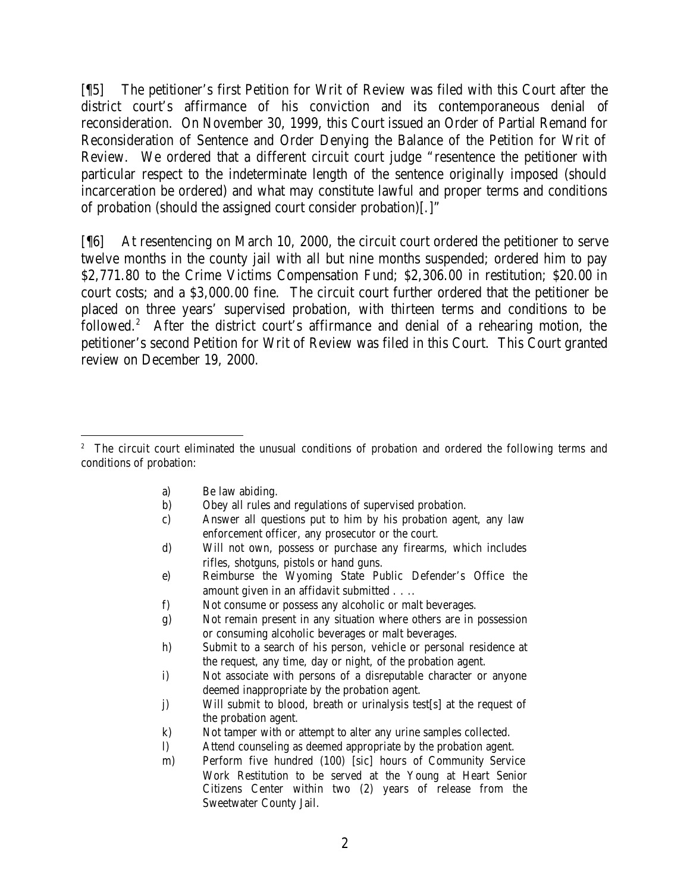[¶5] The petitioner's first Petition for Writ of Review was filed with this Court after the district court's affirmance of his conviction and its contemporaneous denial of reconsideration. On November 30, 1999, this Court issued an Order of Partial Remand for Reconsideration of Sentence and Order Denying the Balance of the Petition for Writ of Review. We ordered that a different circuit court judge "resentence the petitioner with particular respect to the indeterminate length of the sentence originally imposed (should incarceration be ordered) and what may constitute lawful and proper terms and conditions of probation (should the assigned court consider probation)[.]"

[¶6] At resentencing on March 10, 2000, the circuit court ordered the petitioner to serve twelve months in the county jail with all but nine months suspended; ordered him to pay $2,771.80 to the Crime Victims Compensation Fund; $2,306.00 in restitution; $20.00 in court costs; and a $3,000.00 fine. The circuit court further ordered that the petitioner be placed on three years' supervised probation, with thirteen terms and conditions to be followed.[2] After the district court's affirmance and denial of a rehearing motion, the petitioner's second Petition for Writ of Review was filed in this Court. This Court granted review on December 19, 2000.

---

[2] The circuit court eliminated the unusual conditions of probation and ordered the following terms and conditions of probation:

> a) Be law abiding.
> b) Obey all rules and regulations of supervised probation.
> c) Answer all questions put to him by his probation agent, any law enforcement officer, any prosecutor or the court.
> d) Will not own, possess or purchase any firearms, which includes rifles, shotguns, pistols or hand guns.
> e) Reimburse the Wyoming State Public Defender's Office the amount given in an affidavit submitted . . ..
> f) Not consume or possess any alcoholic or malt beverages.
> g) Not remain present in any situation where others are in possession or consuming alcoholic beverages or malt beverages.
> h) Submit to a search of his person, vehicle or personal residence at the request, any time, day or night, of the probation agent.
> i) Not associate with persons of a disreputable character or anyone deemed inappropriate by the probation agent.
> j) Will submit to blood, breath or urinalysis test[s] at the request of the probation agent.
> k) Not tamper with or attempt to alter any urine samples collected.
> l) Attend counseling as deemed appropriate by the probation agent.
> m) Perform five hundred (100) [sic] hours of Community Service Work Restitution to be served at the Young at Heart Senior Citizens Center within two (2) years of release from the Sweetwater County Jail.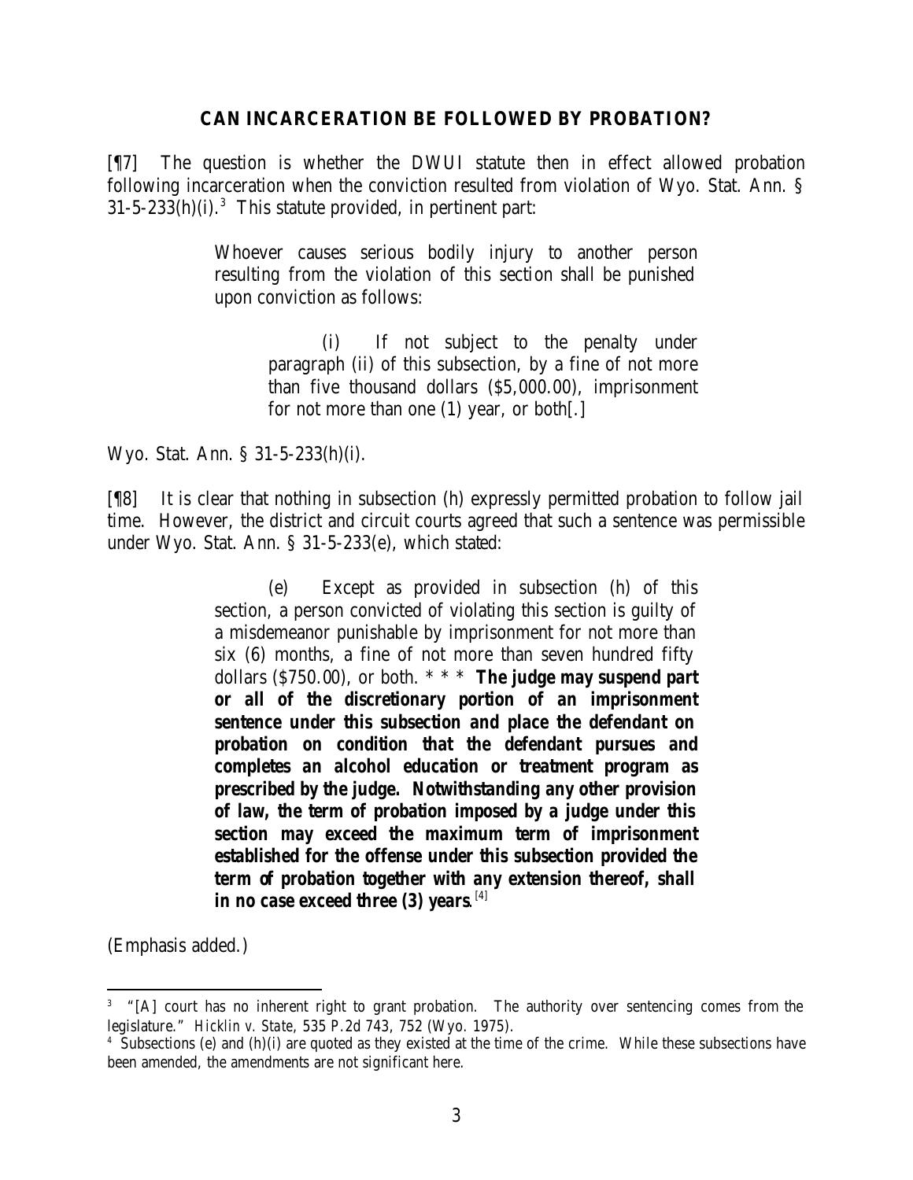### **CAN INCARCERATION BE FOLLOWED BY PROBATION?**

[¶7] The question is whether the DWUI statute then in effect allowed probation following incarceration when the conviction resulted from violation of Wyo. Stat. Ann. § 31-5-233(h)(i).[3] This statute provided, in pertinent part:

> Whoever causes serious bodily injury to another person resulting from the violation of this section shall be punished upon conviction as follows:
>
> (i) If not subject to the penalty under paragraph (ii) of this subsection, by a fine of not more than five thousand dollars ($5,000.00), imprisonment for not more than one (1) year, or both[.]

Wyo. Stat. Ann. § 31-5-233(h)(i).

[¶8] It is clear that nothing in subsection (h) expressly permitted probation to follow jail time. However, the district and circuit courts agreed that such a sentence was permissible under Wyo. Stat. Ann. § 31-5-233(e), which stated:

> (e) Except as provided in subsection (h) of this section, a person convicted of violating this section is guilty of a misdemeanor punishable by imprisonment for not more than six (6) months, a fine of not more than seven hundred fifty dollars ($750.00), or both. * * * **The judge may suspend part or all of the discretionary portion of an imprisonment sentence under this subsection and place the defendant on probation on condition that the defendant pursues and completes an alcohol education or treatment program as prescribed by the judge. Notwithstanding any other provision of law, the term of probation imposed by a judge under this section may exceed the maximum term of imprisonment established for the offense under this subsection provided the term of probation together with any extension thereof, shall in no case exceed three (3) years**.[4]

(Emphasis added.)

---

[3] "[A] court has no inherent right to grant probation. The authority over sentencing comes from the legislature." *Hicklin v. State*, 535 P.2d 743, 752 (Wyo. 1975).

[4] Subsections (e) and (h)(i) are quoted as they existed at the time of the crime. While these subsections have been amended, the amendments are not significant here.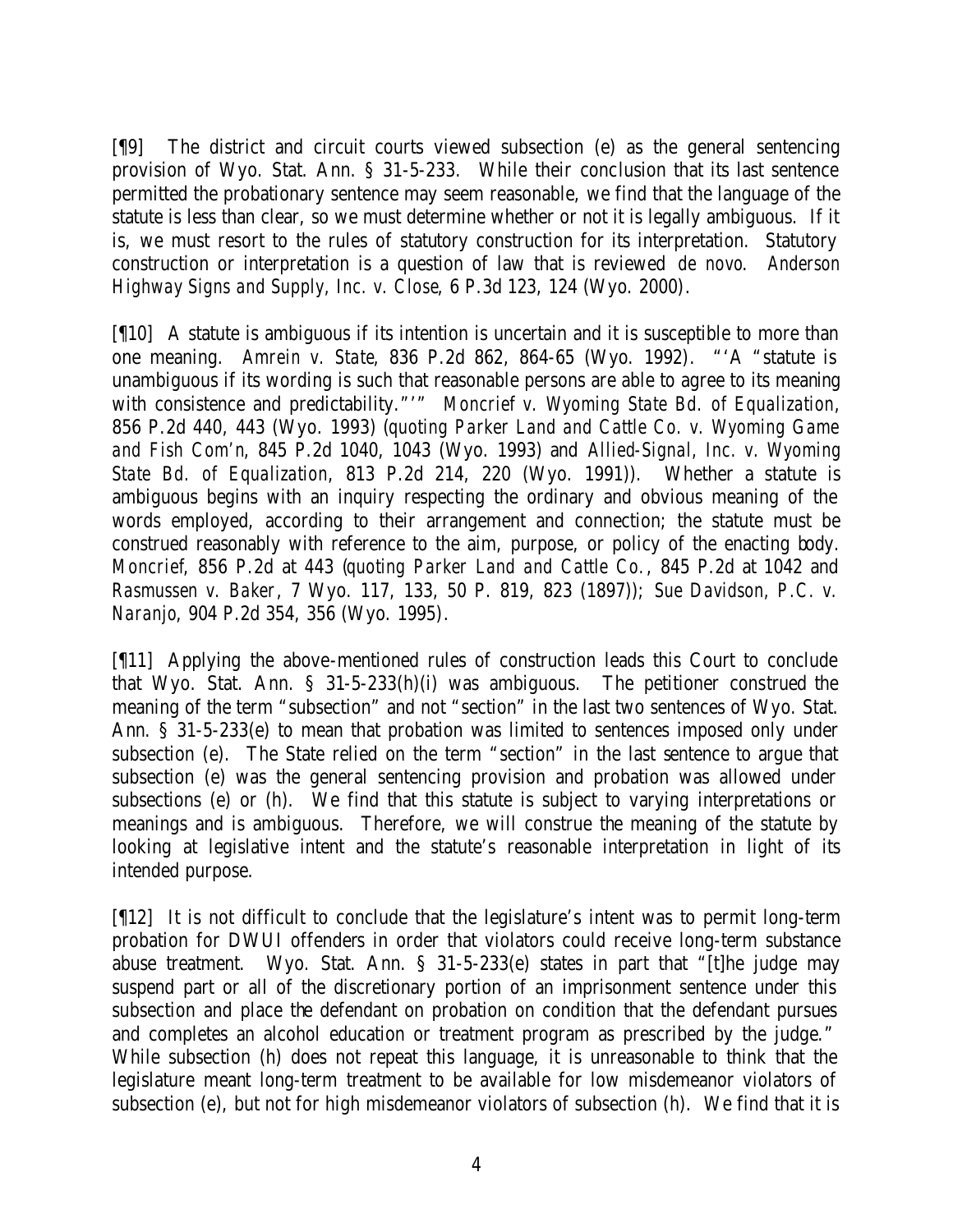[¶9] The district and circuit courts viewed subsection (e) as the general sentencing provision of Wyo. Stat. Ann. § 31-5-233. While their conclusion that its last sentence permitted the probationary sentence may seem reasonable, we find that the language of the statute is less than clear, so we must determine whether or not it is legally ambiguous. If it is, we must resort to the rules of statutory construction for its interpretation. Statutory construction or interpretation is a question of law that is reviewed *de novo*. *Anderson Highway Signs and Supply, Inc. v. Close*, 6 P.3d 123, 124 (Wyo. 2000).

[¶10] A statute is ambiguous if its intention is uncertain and it is susceptible to more than one meaning. *Amrein v. State*, 836 P.2d 862, 864-65 (Wyo. 1992). "'A "statute is unambiguous if its wording is such that reasonable persons are able to agree to its meaning with consistence and predictability."'" *Moncrief v. Wyoming State Bd. of Equalization*, 856 P.2d 440, 443 (Wyo. 1993) (*quoting Parker Land and Cattle Co. v. Wyoming Game and Fish Com'n*, 845 P.2d 1040, 1043 (Wyo. 1993) and *Allied-Signal, Inc. v. Wyoming State Bd. of Equalization*, 813 P.2d 214, 220 (Wyo. 1991)). Whether a statute is ambiguous begins with an inquiry respecting the ordinary and obvious meaning of the words employed, according to their arrangement and connection; the statute must be construed reasonably with reference to the aim, purpose, or policy of the enacting body. *Moncrief*, 856 P.2d at 443 (*quoting Parker Land and Cattle Co.*, 845 P.2d at 1042 and *Rasmussen v. Baker*, 7 Wyo. 117, 133, 50 P. 819, 823 (1897)); *Sue Davidson, P.C. v. Naranjo*, 904 P.2d 354, 356 (Wyo. 1995).

[¶11] Applying the above-mentioned rules of construction leads this Court to conclude that Wyo. Stat. Ann. § 31-5-233(h)(i) was ambiguous. The petitioner construed the meaning of the term "subsection" and not "section" in the last two sentences of Wyo. Stat. Ann. § 31-5-233(e) to mean that probation was limited to sentences imposed only under subsection (e). The State relied on the term "section" in the last sentence to argue that subsection (e) was the general sentencing provision and probation was allowed under subsections (e) or (h). We find that this statute is subject to varying interpretations or meanings and is ambiguous. Therefore, we will construe the meaning of the statute by looking at legislative intent and the statute's reasonable interpretation in light of its intended purpose.

[¶12] It is not difficult to conclude that the legislature's intent was to permit long-term probation for DWUI offenders in order that violators could receive long-term substance abuse treatment. Wyo. Stat. Ann. § 31-5-233(e) states in part that "[t]he judge may suspend part or all of the discretionary portion of an imprisonment sentence under this subsection and place the defendant on probation on condition that the defendant pursues and completes an alcohol education or treatment program as prescribed by the judge." While subsection (h) does not repeat this language, it is unreasonable to think that the legislature meant long-term treatment to be available for low misdemeanor violators of subsection (e), but not for high misdemeanor violators of subsection (h). We find that it is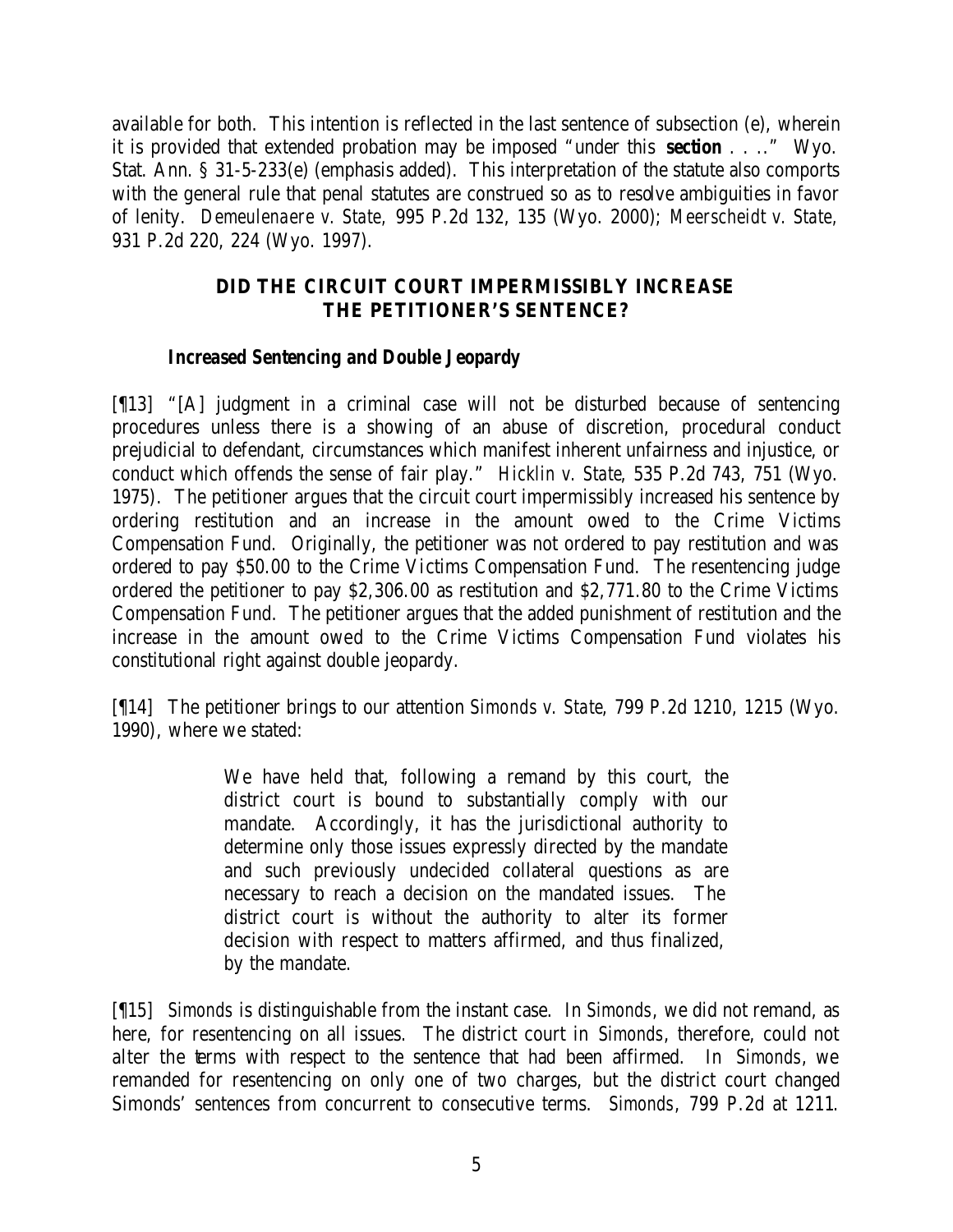available for both. This intention is reflected in the last sentence of subsection (e), wherein it is provided that extended probation may be imposed "under this ***section*** . . .." Wyo. Stat. Ann. § 31-5-233(e) (emphasis added). This interpretation of the statute also comports with the general rule that penal statutes are construed so as to resolve ambiguities in favor of lenity. *Demeulenaere v. State*, 995 P.2d 132, 135 (Wyo. 2000); *Meerscheidt v. State*, 931 P.2d 220, 224 (Wyo. 1997).

## DID THE CIRCUIT COURT IMPERMISSIBLY INCREASE THE PETITIONER'S SENTENCE?

### *Increased Sentencing and Double Jeopardy*

[¶13] "[A] judgment in a criminal case will not be disturbed because of sentencing procedures unless there is a showing of an abuse of discretion, procedural conduct prejudicial to defendant, circumstances which manifest inherent unfairness and injustice, or conduct which offends the sense of fair play." *Hicklin v. State*, 535 P.2d 743, 751 (Wyo. 1975). The petitioner argues that the circuit court impermissibly increased his sentence by ordering restitution and an increase in the amount owed to the Crime Victims Compensation Fund. Originally, the petitioner was not ordered to pay restitution and was ordered to pay $50.00 to the Crime Victims Compensation Fund. The resentencing judge ordered the petitioner to pay $2,306.00 as restitution and $2,771.80 to the Crime Victims Compensation Fund. The petitioner argues that the added punishment of restitution and the increase in the amount owed to the Crime Victims Compensation Fund violates his constitutional right against double jeopardy.

[¶14] The petitioner brings to our attention *Simonds v. State*, 799 P.2d 1210, 1215 (Wyo. 1990), where we stated:

> We have held that, following a remand by this court, the district court is bound to substantially comply with our mandate. Accordingly, it has the jurisdictional authority to determine only those issues expressly directed by the mandate and such previously undecided collateral questions as are necessary to reach a decision on the mandated issues. The district court is without the authority to alter its former decision with respect to matters affirmed, and thus finalized, by the mandate.

[¶15] *Simonds* is distinguishable from the instant case. In *Simonds*, we did not remand, as here, for resentencing on all issues. The district court in *Simonds*, therefore, could not alter the terms with respect to the sentence that had been affirmed. In *Simonds*, we remanded for resentencing on only one of two charges, but the district court changed Simonds' sentences from concurrent to consecutive terms. *Simonds*, 799 P.2d at 1211.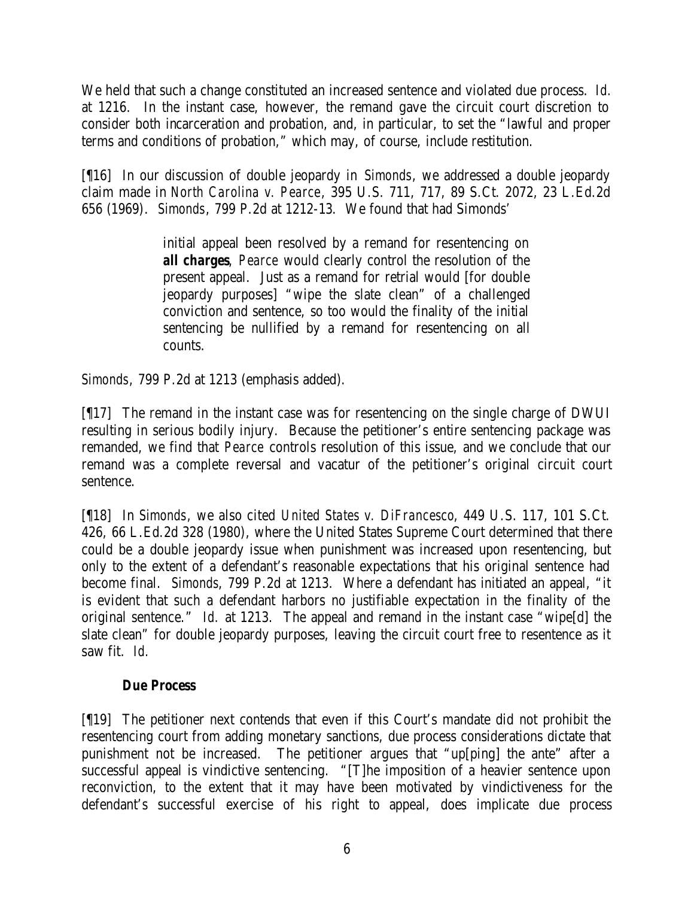We held that such a change constituted an increased sentence and violated due process. *Id.* at 1216. In the instant case, however, the remand gave the circuit court discretion to consider both incarceration and probation, and, in particular, to set the "lawful and proper terms and conditions of probation," which may, of course, include restitution.

[¶16] In our discussion of double jeopardy in *Simonds*, we addressed a double jeopardy claim made in *North Carolina v. Pearce*, 395 U.S. 711, 717, 89 S.Ct. 2072, 23 L.Ed.2d 656 (1969). *Simonds*, 799 P.2d at 1212-13. We found that had Simonds'

> initial appeal been resolved by a remand for resentencing on ***all charges***, *Pearce* would clearly control the resolution of the present appeal. Just as a remand for retrial would [for double jeopardy purposes] "wipe the slate clean" of a challenged conviction and sentence, so too would the finality of the initial sentencing be nullified by a remand for resentencing on all counts.

*Simonds*, 799 P.2d at 1213 (emphasis added).

[¶17] The remand in the instant case was for resentencing on the single charge of DWUI resulting in serious bodily injury. Because the petitioner's entire sentencing package was remanded, we find that *Pearce* controls resolution of this issue, and we conclude that our remand was a complete reversal and vacatur of the petitioner's original circuit court sentence.

[¶18] In *Simonds*, we also cited *United States v. DiFrancesco*, 449 U.S. 117, 101 S.Ct. 426, 66 L.Ed.2d 328 (1980), where the United States Supreme Court determined that there could be a double jeopardy issue when punishment was increased upon resentencing, but only to the extent of a defendant's reasonable expectations that his original sentence had become final. *Simonds*, 799 P.2d at 1213. Where a defendant has initiated an appeal, "it is evident that such a defendant harbors no justifiable expectation in the finality of the original sentence." *Id.* at 1213. The appeal and remand in the instant case "wipe[d] the slate clean" for double jeopardy purposes, leaving the circuit court free to resentence as it saw fit. *Id.*

### Due Process

[¶19] The petitioner next contends that even if this Court's mandate did not prohibit the resentencing court from adding monetary sanctions, due process considerations dictate that punishment not be increased. The petitioner argues that "up[ping] the ante" after a successful appeal is vindictive sentencing. "[T]he imposition of a heavier sentence upon reconviction, to the extent that it may have been motivated by vindictiveness for the defendant's successful exercise of his right to appeal, does implicate due process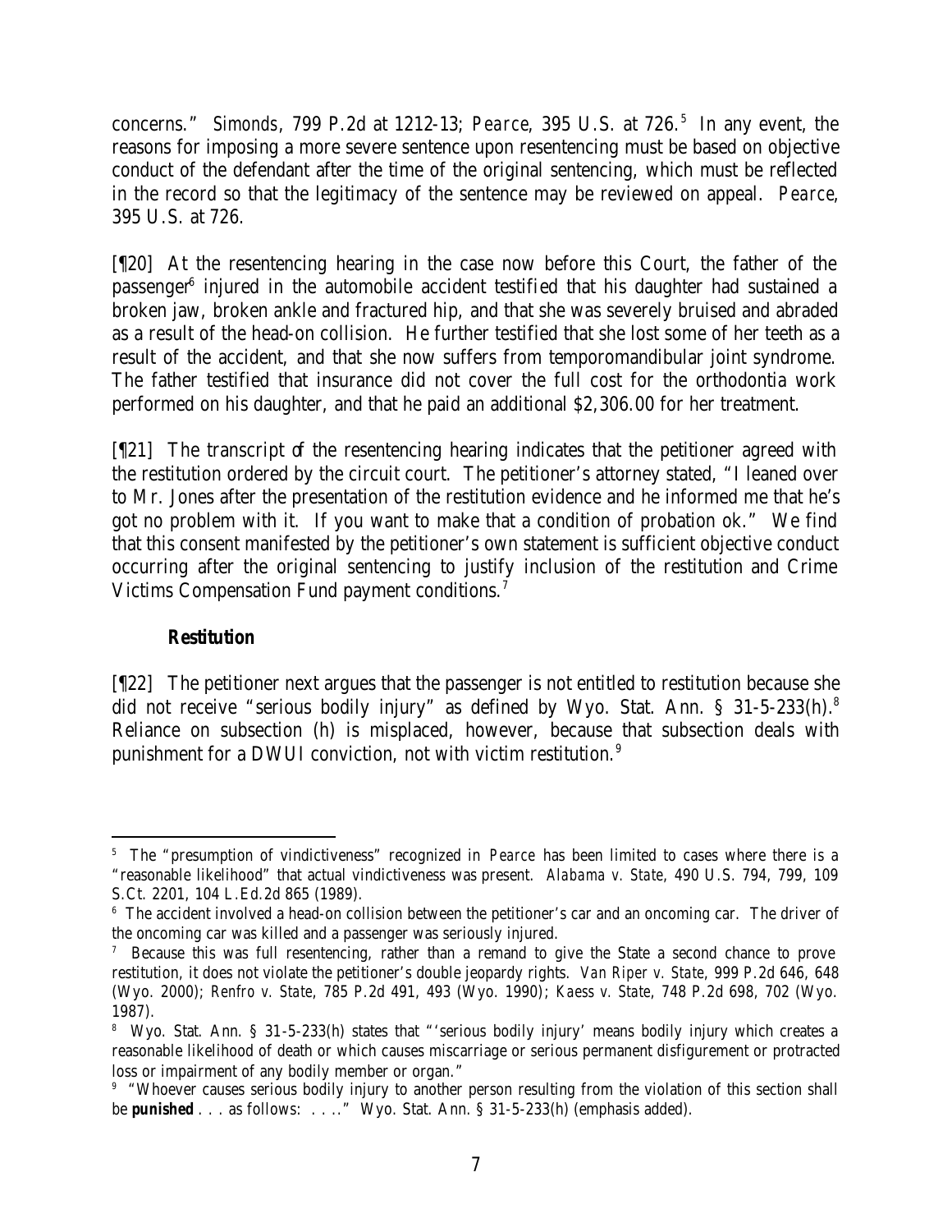concerns." *Simonds*, 799 P.2d at 1212-13; *Pearce*, 395 U.S. at 726.[5] In any event, the reasons for imposing a more severe sentence upon resentencing must be based on objective conduct of the defendant after the time of the original sentencing, which must be reflected in the record so that the legitimacy of the sentence may be reviewed on appeal. *Pearce*, 395 U.S. at 726.

[¶20] At the resentencing hearing in the case now before this Court, the father of the passenger[6] injured in the automobile accident testified that his daughter had sustained a broken jaw, broken ankle and fractured hip, and that she was severely bruised and abraded as a result of the head-on collision. He further testified that she lost some of her teeth as a result of the accident, and that she now suffers from temporomandibular joint syndrome. The father testified that insurance did not cover the full cost for the orthodontia work performed on his daughter, and that he paid an additional $2,306.00 for her treatment.

[¶21] The transcript of the resentencing hearing indicates that the petitioner agreed with the restitution ordered by the circuit court. The petitioner's attorney stated, "I leaned over to Mr. Jones after the presentation of the restitution evidence and he informed me that he's got no problem with it. If you want to make that a condition of probation ok." We find that this consent manifested by the petitioner's own statement is sufficient objective conduct occurring after the original sentencing to justify inclusion of the restitution and Crime Victims Compensation Fund payment conditions.[7]

### *Restitution*

[¶22] The petitioner next argues that the passenger is not entitled to restitution because she did not receive "serious bodily injury" as defined by Wyo. Stat. Ann. § 31-5-233(h).[8] Reliance on subsection (h) is misplaced, however, because that subsection deals with punishment for a DWUI conviction, not with victim restitution.[9]

---

[5] The "presumption of vindictiveness" recognized in *Pearce* has been limited to cases where there is a "reasonable likelihood" that actual vindictiveness was present. *Alabama v. State*, 490 U.S. 794, 799, 109 S.Ct. 2201, 104 L.Ed.2d 865 (1989).

[6] The accident involved a head-on collision between the petitioner's car and an oncoming car. The driver of the oncoming car was killed and a passenger was seriously injured.

[7] Because this was full resentencing, rather than a remand to give the State a second chance to prove restitution, it does not violate the petitioner's double jeopardy rights. *Van Riper v. State*, 999 P.2d 646, 648 (Wyo. 2000); *Renfro v. State*, 785 P.2d 491, 493 (Wyo. 1990); *Kaess v. State*, 748 P.2d 698, 702 (Wyo. 1987).

[8] Wyo. Stat. Ann. § 31-5-233(h) states that "'serious bodily injury' means bodily injury which creates a reasonable likelihood of death or which causes miscarriage or serious permanent disfigurement or protracted loss or impairment of any bodily member or organ."

[9] "Whoever causes serious bodily injury to another person resulting from the violation of this section shall be ***punished*** . . . as follows: . . .." Wyo. Stat. Ann. § 31-5-233(h) (emphasis added).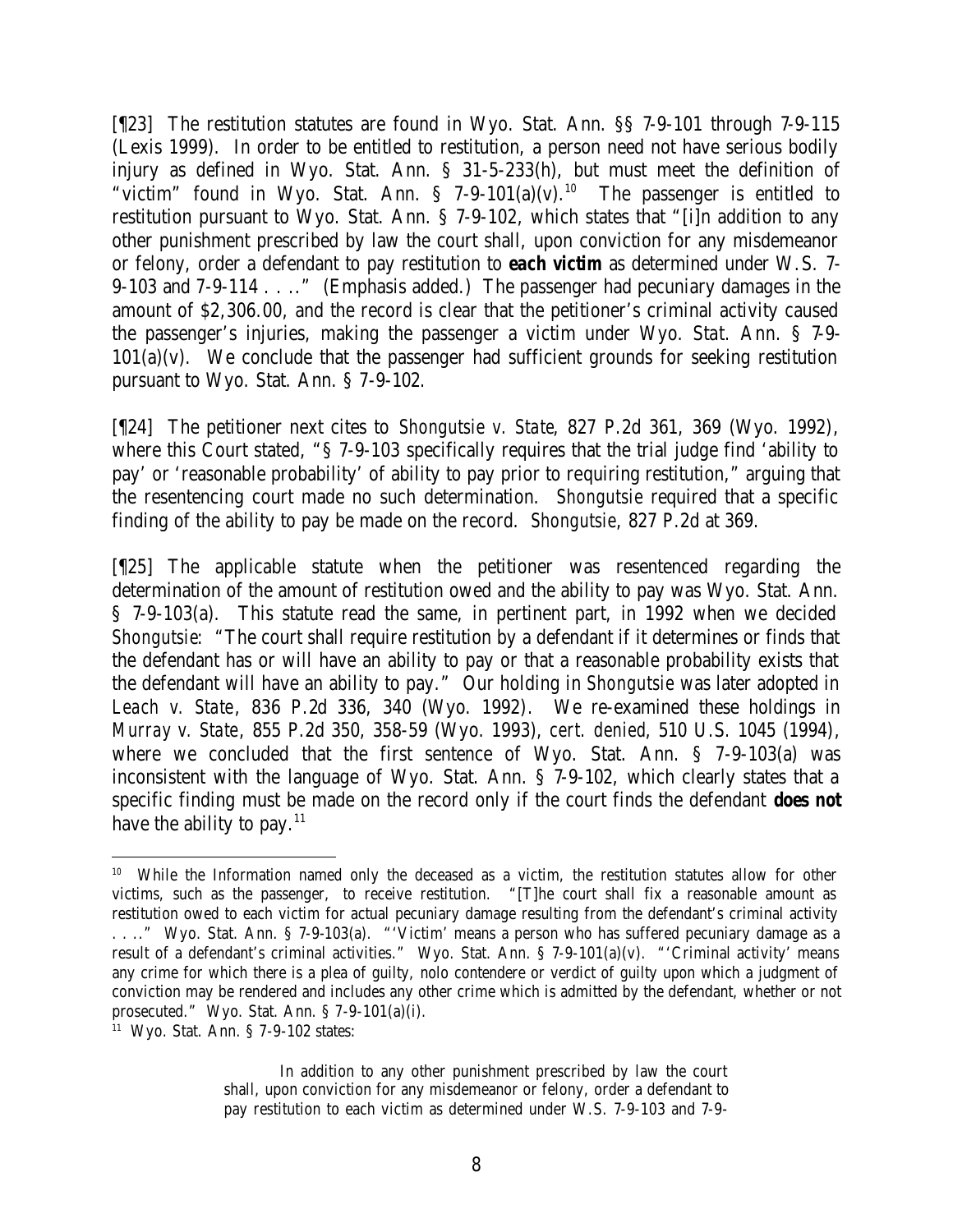[¶23] The restitution statutes are found in Wyo. Stat. Ann. §§ 7-9-101 through 7-9-115 (Lexis 1999). In order to be entitled to restitution, a person need not have serious bodily injury as defined in Wyo. Stat. Ann. § 31-5-233(h), but must meet the definition of "victim" found in Wyo. Stat. Ann. § 7-9-101(a)(v).[10] The passenger is entitled to restitution pursuant to Wyo. Stat. Ann. § 7-9-102, which states that "[i]n addition to any other punishment prescribed by law the court shall, upon conviction for any misdemeanor or felony, order a defendant to pay restitution to **each victim** as determined under W.S. 7-9-103 and 7-9-114 . . .." (Emphasis added.) The passenger had pecuniary damages in the amount of $2,306.00, and the record is clear that the petitioner's criminal activity caused the passenger's injuries, making the passenger a victim under Wyo. Stat. Ann. § 7-9-101(a)(v). We conclude that the passenger had sufficient grounds for seeking restitution pursuant to Wyo. Stat. Ann. § 7-9-102.

[¶24] The petitioner next cites to *Shongutsie v. State*, 827 P.2d 361, 369 (Wyo. 1992), where this Court stated, "§ 7-9-103 specifically requires that the trial judge find 'ability to pay' or 'reasonable probability' of ability to pay prior to requiring restitution," arguing that the resentencing court made no such determination. *Shongutsie* required that a specific finding of the ability to pay be made on the record. *Shongutsie*, 827 P.2d at 369.

[¶25] The applicable statute when the petitioner was resentenced regarding the determination of the amount of restitution owed and the ability to pay was Wyo. Stat. Ann. § 7-9-103(a). This statute read the same, in pertinent part, in 1992 when we decided *Shongutsie*: "The court shall require restitution by a defendant if it determines or finds that the defendant has or will have an ability to pay or that a reasonable probability exists that the defendant will have an ability to pay." Our holding in *Shongutsie* was later adopted in *Leach v. State*, 836 P.2d 336, 340 (Wyo. 1992). We re-examined these holdings in *Murray v. State*, 855 P.2d 350, 358-59 (Wyo. 1993), *cert. denied*, 510 U.S. 1045 (1994), where we concluded that the first sentence of Wyo. Stat. Ann. § 7-9-103(a) was inconsistent with the language of Wyo. Stat. Ann. § 7-9-102, which clearly states that a specific finding must be made on the record only if the court finds the defendant **does not** have the ability to pay.[11]

---

[10] While the Information named only the deceased as a victim, the restitution statutes allow for other victims, such as the passenger, to receive restitution. "[T]he court shall fix a reasonable amount as restitution owed to each victim for actual pecuniary damage resulting from the defendant's criminal activity . . .." Wyo. Stat. Ann. § 7-9-103(a). "'Victim' means a person who has suffered pecuniary damage as a result of a defendant's criminal activities." Wyo. Stat. Ann. § 7-9-101(a)(v). "'Criminal activity' means any crime for which there is a plea of guilty, nolo contendere or verdict of guilty upon which a judgment of conviction may be rendered and includes any other crime which is admitted by the defendant, whether or not prosecuted." Wyo. Stat. Ann. § 7-9-101(a)(i).

[11] Wyo. Stat. Ann. § 7-9-102 states:

> In addition to any other punishment prescribed by law the court shall, upon conviction for any misdemeanor or felony, order a defendant to pay restitution to each victim as determined under W.S. 7-9-103 and 7-9-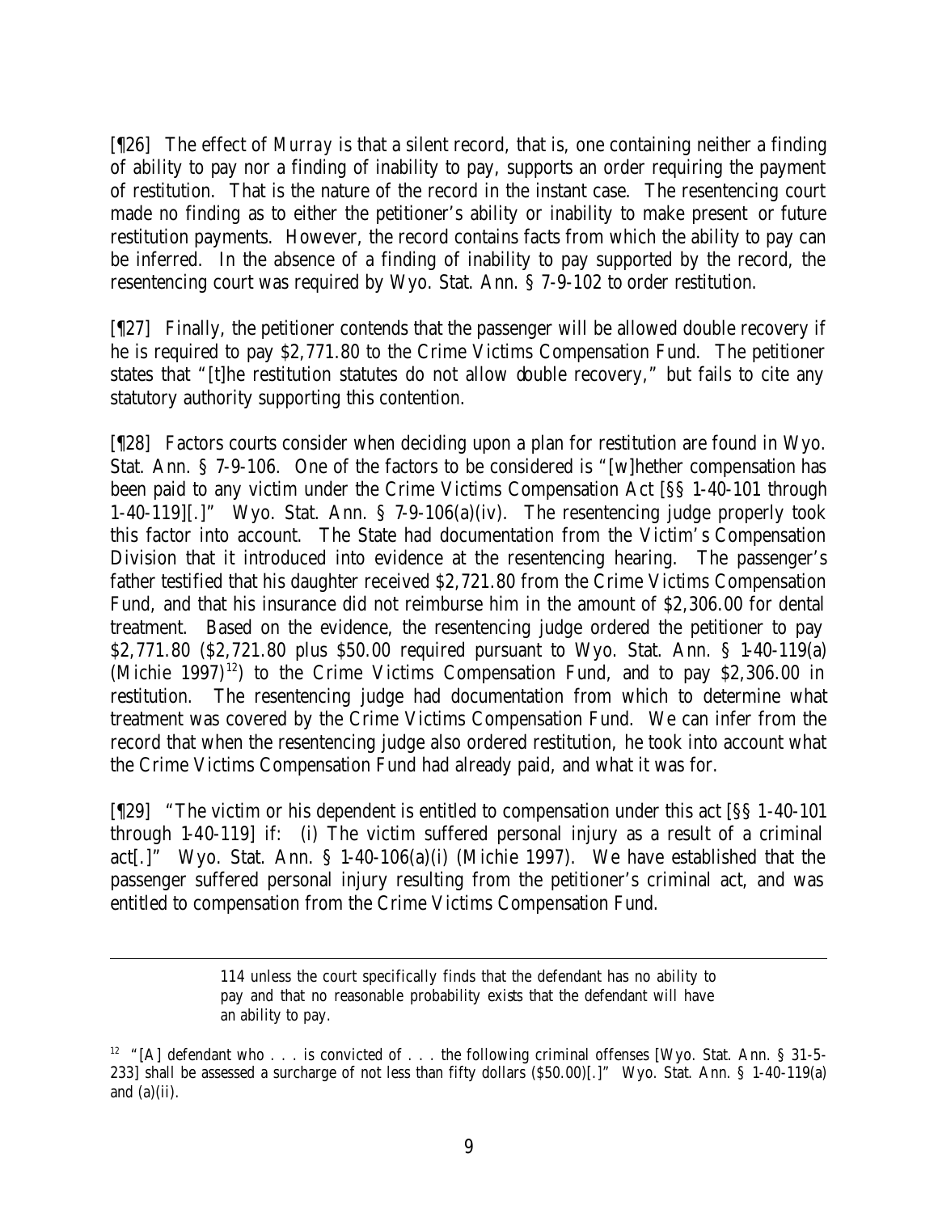[¶26] The effect of *Murray* is that a silent record, that is, one containing neither a finding of ability to pay nor a finding of inability to pay, supports an order requiring the payment of restitution. That is the nature of the record in the instant case. The resentencing court made no finding as to either the petitioner's ability or inability to make present or future restitution payments. However, the record contains facts from which the ability to pay can be inferred. In the absence of a finding of inability to pay supported by the record, the resentencing court was required by Wyo. Stat. Ann. § 7-9-102 to order restitution.

[¶27] Finally, the petitioner contends that the passenger will be allowed double recovery if he is required to pay $2,771.80 to the Crime Victims Compensation Fund. The petitioner states that "[t]he restitution statutes do not allow double recovery," but fails to cite any statutory authority supporting this contention.

[¶28] Factors courts consider when deciding upon a plan for restitution are found in Wyo. Stat. Ann. § 7-9-106. One of the factors to be considered is "[w]hether compensation has been paid to any victim under the Crime Victims Compensation Act [§§ 1-40-101 through 1-40-119][.]" Wyo. Stat. Ann. § 7-9-106(a)(iv). The resentencing judge properly took this factor into account. The State had documentation from the Victim's Compensation Division that it introduced into evidence at the resentencing hearing. The passenger's father testified that his daughter received $2,721.80 from the Crime Victims Compensation Fund, and that his insurance did not reimburse him in the amount of $2,306.00 for dental treatment. Based on the evidence, the resentencing judge ordered the petitioner to pay $2,771.80 ($2,721.80 plus $50.00 required pursuant to Wyo. Stat. Ann. § 1-40-119(a) (Michie 1997)[12]) to the Crime Victims Compensation Fund, and to pay $2,306.00 in restitution. The resentencing judge had documentation from which to determine what treatment was covered by the Crime Victims Compensation Fund. We can infer from the record that when the resentencing judge also ordered restitution, he took into account what the Crime Victims Compensation Fund had already paid, and what it was for.

[¶29] "The victim or his dependent is entitled to compensation under this act [§§ 1-40-101 through 1-40-119] if: (i) The victim suffered personal injury as a result of a criminal act[.]" Wyo. Stat. Ann. § 1-40-106(a)(i) (Michie 1997). We have established that the passenger suffered personal injury resulting from the petitioner's criminal act, and was entitled to compensation from the Crime Victims Compensation Fund.

---

> 114 unless the court specifically finds that the defendant has no ability to pay and that no reasonable probability exists that the defendant will have an ability to pay.

[12] "[A] defendant who . . . is convicted of . . . the following criminal offenses [Wyo. Stat. Ann. § 31-5-233] shall be assessed a surcharge of not less than fifty dollars ($50.00)[.]" Wyo. Stat. Ann. § 1-40-119(a) and (a)(ii).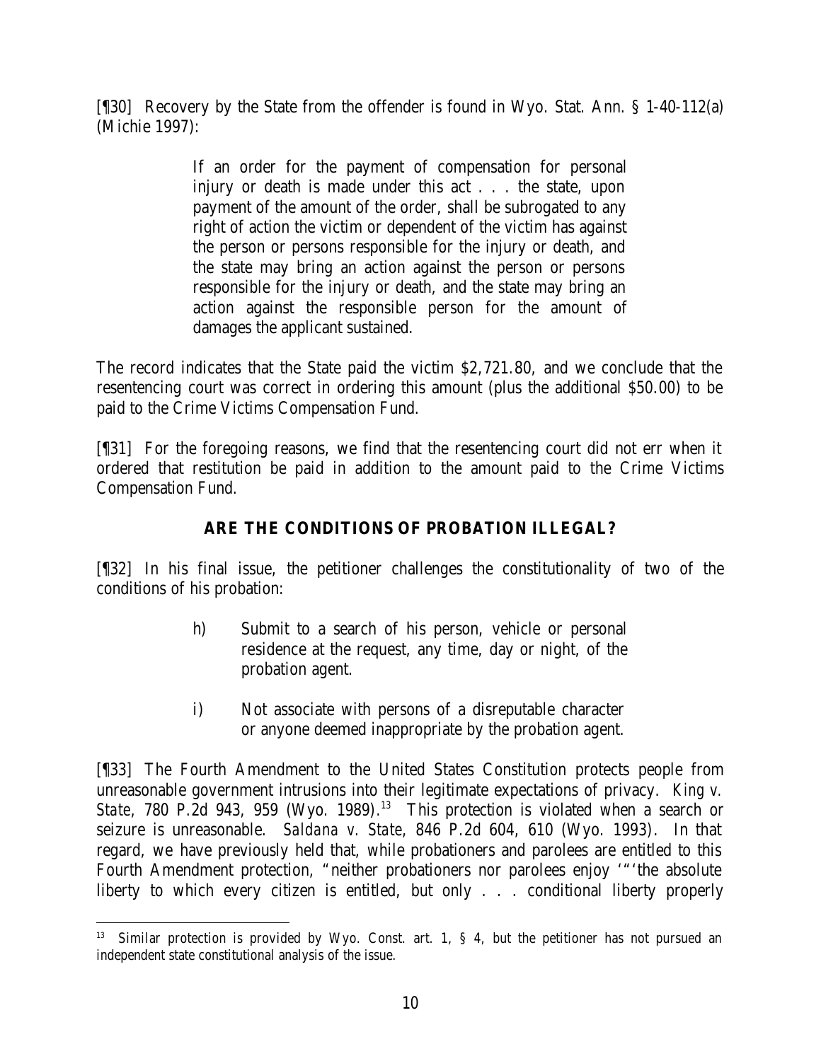[¶30] Recovery by the State from the offender is found in Wyo. Stat. Ann. § 1-40-112(a) (Michie 1997):

> If an order for the payment of compensation for personal injury or death is made under this act . . . the state, upon payment of the amount of the order, shall be subrogated to any right of action the victim or dependent of the victim has against the person or persons responsible for the injury or death, and the state may bring an action against the person or persons responsible for the injury or death, and the state may bring an action against the responsible person for the amount of damages the applicant sustained.

The record indicates that the State paid the victim $2,721.80, and we conclude that the resentencing court was correct in ordering this amount (plus the additional $50.00) to be paid to the Crime Victims Compensation Fund.

[¶31] For the foregoing reasons, we find that the resentencing court did not err when it ordered that restitution be paid in addition to the amount paid to the Crime Victims Compensation Fund.

## ARE THE CONDITIONS OF PROBATION ILLEGAL?

[¶32] In his final issue, the petitioner challenges the constitutionality of two of the conditions of his probation:

> h) Submit to a search of his person, vehicle or personal residence at the request, any time, day or night, of the probation agent.
>
> i) Not associate with persons of a disreputable character or anyone deemed inappropriate by the probation agent.

[¶33] The Fourth Amendment to the United States Constitution protects people from unreasonable government intrusions into their legitimate expectations of privacy. *King v. State*, 780 P.2d 943, 959 (Wyo. 1989).[13] This protection is violated when a search or seizure is unreasonable. *Saldana v. State*, 846 P.2d 604, 610 (Wyo. 1993). In that regard, we have previously held that, while probationers and parolees are entitled to this Fourth Amendment protection, "neither probationers nor parolees enjoy '"'the absolute liberty to which every citizen is entitled, but only . . . conditional liberty properly

---

[13] Similar protection is provided by Wyo. Const. art. 1, § 4, but the petitioner has not pursued an independent state constitutional analysis of the issue.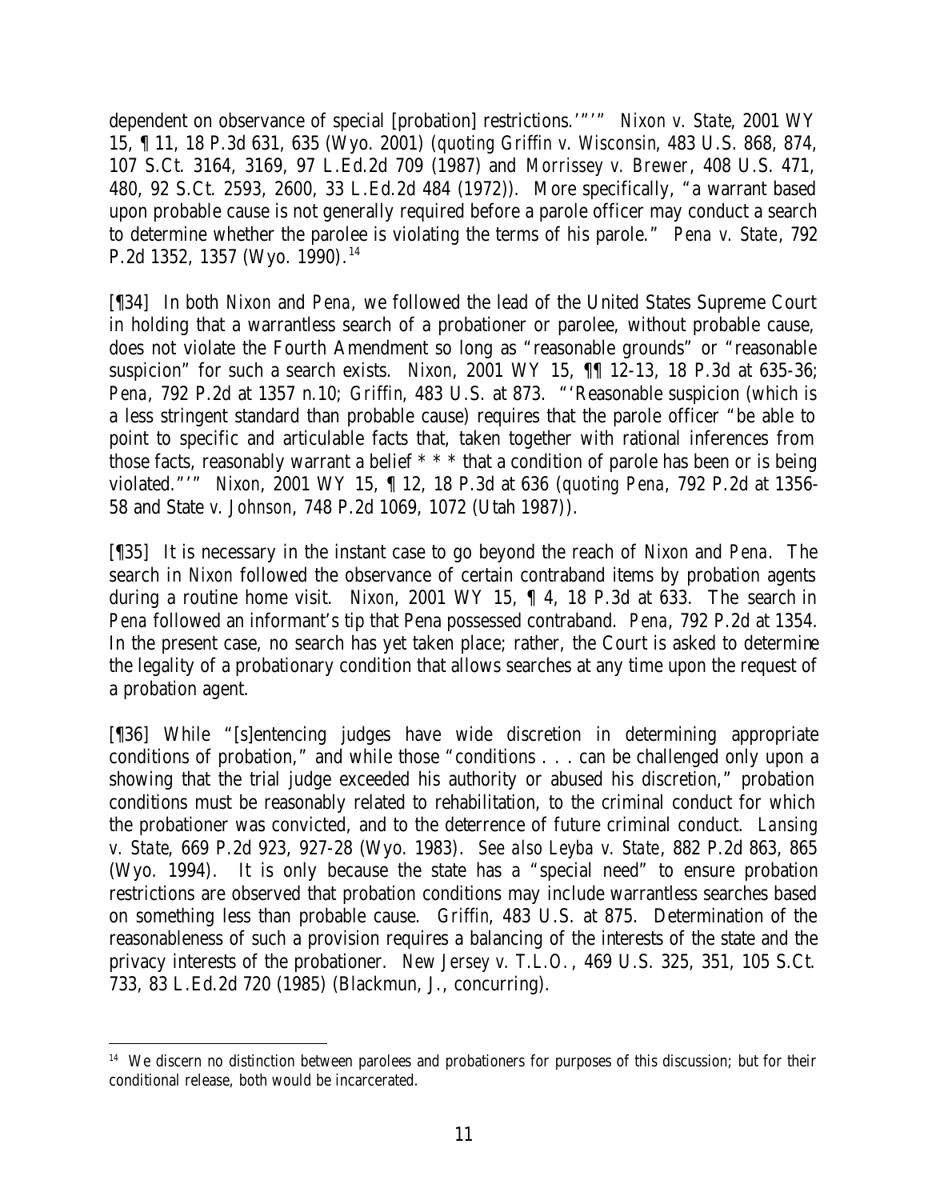dependent on observance of special [probation] restrictions.'"'" *Nixon v. State*, 2001 WY 15, ¶ 11, 18 P.3d 631, 635 (Wyo. 2001) (*quoting Griffin v. Wisconsin*, 483 U.S. 868, 874, 107 S.Ct. 3164, 3169, 97 L.Ed.2d 709 (1987) and *Morrissey v. Brewer*, 408 U.S. 471, 480, 92 S.Ct. 2593, 2600, 33 L.Ed.2d 484 (1972)). More specifically, "a warrant based upon probable cause is not generally required before a parole officer may conduct a search to determine whether the parolee is violating the terms of his parole." *Pena v. State*, 792 P.2d 1352, 1357 (Wyo. 1990).[14]

[¶34] In both *Nixon* and *Pena*, we followed the lead of the United States Supreme Court in holding that a warrantless search of a probationer or parolee, without probable cause, does not violate the Fourth Amendment so long as "reasonable grounds" or "reasonable suspicion" for such a search exists. *Nixon*, 2001 WY 15, ¶¶ 12-13, 18 P.3d at 635-36; *Pena*, 792 P.2d at 1357 n.10; *Griffin*, 483 U.S. at 873. "'Reasonable suspicion (which is a less stringent standard than probable cause) requires that the parole officer "be able to point to specific and articulable facts that, taken together with rational inferences from those facts, reasonably warrant a belief * * * that a condition of parole has been or is being violated."'" *Nixon*, 2001 WY 15, ¶ 12, 18 P.3d at 636 (*quoting Pena*, 792 P.2d at 1356-58 and *State v. Johnson*, 748 P.2d 1069, 1072 (Utah 1987)).

[¶35] It is necessary in the instant case to go beyond the reach of *Nixon* and *Pena*. The search in *Nixon* followed the observance of certain contraband items by probation agents during a routine home visit. *Nixon*, 2001 WY 15, ¶ 4, 18 P.3d at 633. The search in *Pena* followed an informant's tip that Pena possessed contraband. *Pena*, 792 P.2d at 1354. In the present case, no search has yet taken place; rather, the Court is asked to determine the legality of a probationary condition that allows searches at any time upon the request of a probation agent.

[¶36] While "[s]entencing judges have wide discretion in determining appropriate conditions of probation," and while those "conditions . . . can be challenged only upon a showing that the trial judge exceeded his authority or abused his discretion," probation conditions must be reasonably related to rehabilitation, to the criminal conduct for which the probationer was convicted, and to the deterrence of future criminal conduct. *Lansing v. State*, 669 P.2d 923, 927-28 (Wyo. 1983). *See also Leyba v. State*, 882 P.2d 863, 865 (Wyo. 1994). It is only because the state has a "special need" to ensure probation restrictions are observed that probation conditions may include warrantless searches based on something less than probable cause. *Griffin*, 483 U.S. at 875. Determination of the reasonableness of such a provision requires a balancing of the interests of the state and the privacy interests of the probationer. *New Jersey v. T.L.O.*, 469 U.S. 325, 351, 105 S.Ct. 733, 83 L.Ed.2d 720 (1985) (Blackmun, J., concurring).

---

[14] We discern no distinction between parolees and probationers for purposes of this discussion; but for their conditional release, both would be incarcerated.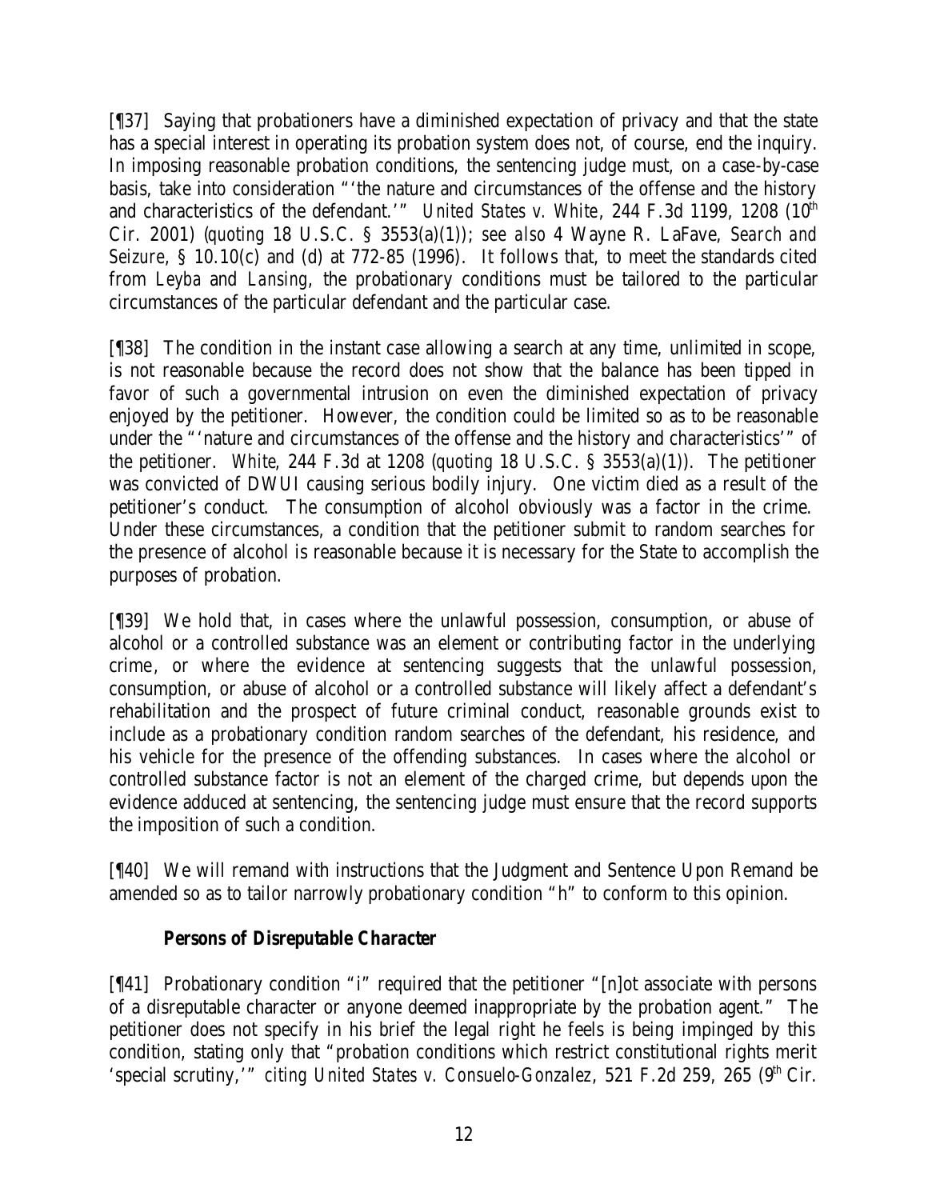[¶37] Saying that probationers have a diminished expectation of privacy and that the state has a special interest in operating its probation system does not, of course, end the inquiry. In imposing reasonable probation conditions, the sentencing judge must, on a case-by-case basis, take into consideration "'the nature and circumstances of the offense and the history and characteristics of the defendant.'" *United States v. White*, 244 F.3d 1199, 1208 (10th Cir. 2001) (*quoting* 18 U.S.C. § 3553(a)(1)); *see also* 4 Wayne R. LaFave, *Search and Seizure*, § 10.10(c) and (d) at 772-85 (1996). It follows that, to meet the standards cited from *Leyba* and *Lansing*, the probationary conditions must be tailored to the particular circumstances of the particular defendant and the particular case.

[¶38] The condition in the instant case allowing a search at any time, unlimited in scope, is not reasonable because the record does not show that the balance has been tipped in favor of such a governmental intrusion on even the diminished expectation of privacy enjoyed by the petitioner. However, the condition could be limited so as to be reasonable under the "'nature and circumstances of the offense and the history and characteristics'" of the petitioner. *White*, 244 F.3d at 1208 (*quoting* 18 U.S.C. § 3553(a)(1)). The petitioner was convicted of DWUI causing serious bodily injury. One victim died as a result of the petitioner's conduct. The consumption of alcohol obviously was a factor in the crime. Under these circumstances, a condition that the petitioner submit to random searches for the presence of alcohol is reasonable because it is necessary for the State to accomplish the purposes of probation.

[¶39] We hold that, in cases where the unlawful possession, consumption, or abuse of alcohol or a controlled substance was an element or contributing factor in the underlying crime, or where the evidence at sentencing suggests that the unlawful possession, consumption, or abuse of alcohol or a controlled substance will likely affect a defendant's rehabilitation and the prospect of future criminal conduct, reasonable grounds exist to include as a probationary condition random searches of the defendant, his residence, and his vehicle for the presence of the offending substances. In cases where the alcohol or controlled substance factor is not an element of the charged crime, but depends upon the evidence adduced at sentencing, the sentencing judge must ensure that the record supports the imposition of such a condition.

[¶40] We will remand with instructions that the Judgment and Sentence Upon Remand be amended so as to tailor narrowly probationary condition "h" to conform to this opinion.

**Persons of Disreputable Character**

[¶41] Probationary condition "i" required that the petitioner "[n]ot associate with persons of a disreputable character or anyone deemed inappropriate by the probation agent." The petitioner does not specify in his brief the legal right he feels is being impinged by this condition, stating only that "probation conditions which restrict constitutional rights merit 'special scrutiny,'" *citing United States v. Consuelo-Gonzalez*, 521 F.2d 259, 265 (9th Cir.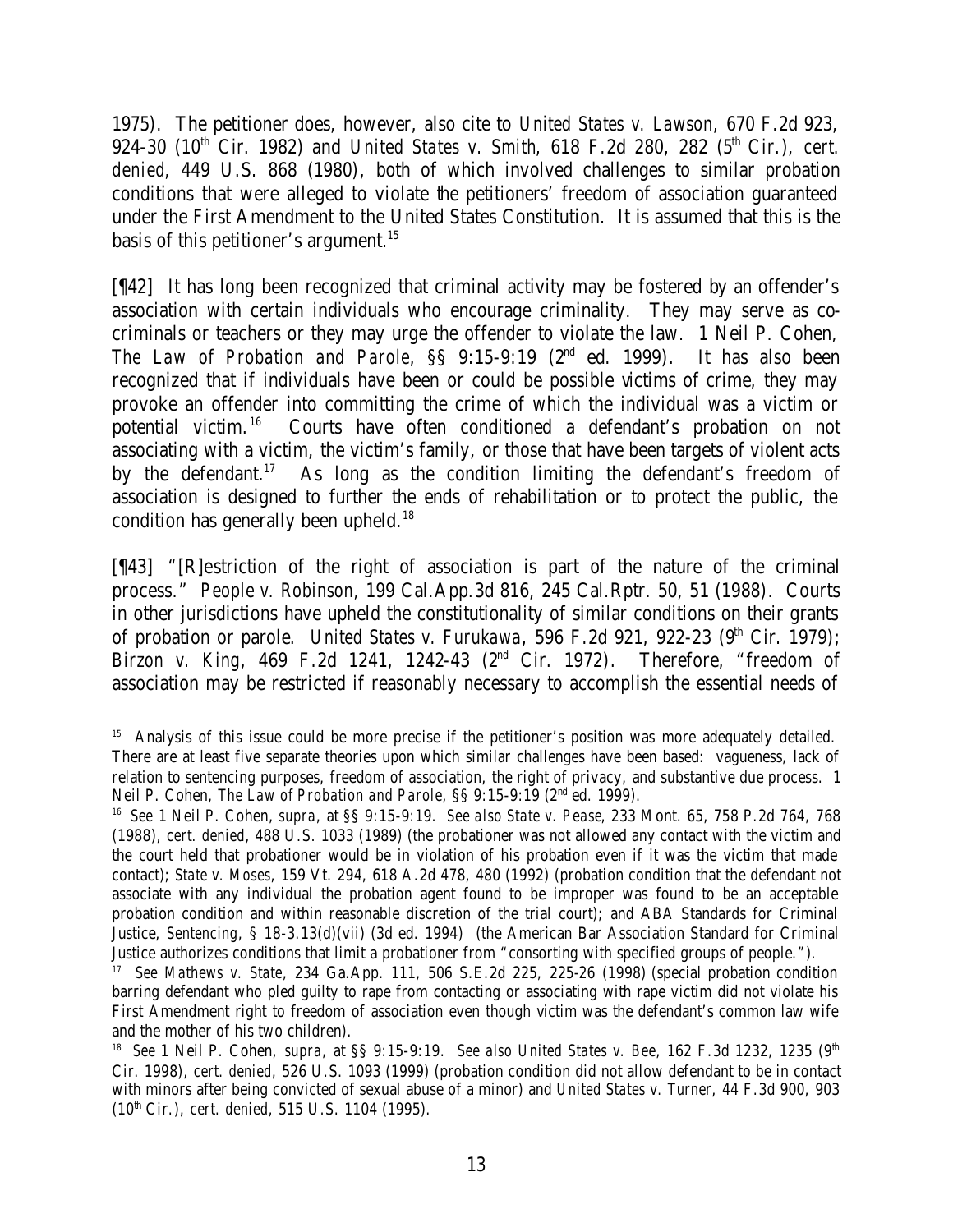1975). The petitioner does, however, also cite to *United States v. Lawson*, 670 F.2d 923, 924-30 (10th Cir. 1982) and *United States v. Smith*, 618 F.2d 280, 282 (5th Cir.), *cert. denied*, 449 U.S. 868 (1980), both of which involved challenges to similar probation conditions that were alleged to violate the petitioners' freedom of association guaranteed under the First Amendment to the United States Constitution. It is assumed that this is the basis of this petitioner's argument.[15]

[¶42] It has long been recognized that criminal activity may be fostered by an offender's association with certain individuals who encourage criminality. They may serve as co-criminals or teachers or they may urge the offender to violate the law. 1 Neil P. Cohen, *The Law of Probation and Parole*, §§ 9:15-9:19 (2nd ed. 1999). It has also been recognized that if individuals have been or could be possible victims of crime, they may provoke an offender into committing the crime of which the individual was a victim or potential victim.[16] Courts have often conditioned a defendant's probation on not associating with a victim, the victim's family, or those that have been targets of violent acts by the defendant.[17] As long as the condition limiting the defendant's freedom of association is designed to further the ends of rehabilitation or to protect the public, the condition has generally been upheld.[18]

[¶43] "[R]estriction of the right of association is part of the nature of the criminal process." *People v. Robinson*, 199 Cal.App.3d 816, 245 Cal.Rptr. 50, 51 (1988). Courts in other jurisdictions have upheld the constitutionality of similar conditions on their grants of probation or parole. *United States v. Furukawa*, 596 F.2d 921, 922-23 (9th Cir. 1979); *Birzon v. King*, 469 F.2d 1241, 1242-43 (2nd Cir. 1972). Therefore, "freedom of association may be restricted if reasonably necessary to accomplish the essential needs of

---

[15] Analysis of this issue could be more precise if the petitioner's position was more adequately detailed. There are at least five separate theories upon which similar challenges have been based: vagueness, lack of relation to sentencing purposes, freedom of association, the right of privacy, and substantive due process. 1 Neil P. Cohen, *The Law of Probation and Parole*, §§ 9:15-9:19 (2nd ed. 1999).

[16] *See* 1 Neil P. Cohen, *supra*, at §§ 9:15-9:19. *See also State v. Pease*, 233 Mont. 65, 758 P.2d 764, 768 (1988), *cert. denied*, 488 U.S. 1033 (1989) (the probationer was not allowed any contact with the victim and the court held that probationer would be in violation of his probation even if it was the victim that made contact); *State v. Moses*, 159 Vt. 294, 618 A.2d 478, 480 (1992) (probation condition that the defendant not associate with any individual the probation agent found to be improper was found to be an acceptable probation condition and within reasonable discretion of the trial court); and ABA Standards for Criminal Justice, *Sentencing*, § 18-3.13(d)(vii) (3d ed. 1994) (the American Bar Association Standard for Criminal Justice authorizes conditions that limit a probationer from "consorting with specified groups of people.").

[17] *See Mathews v. State*, 234 Ga.App. 111, 506 S.E.2d 225, 225-26 (1998) (special probation condition barring defendant who pled guilty to rape from contacting or associating with rape victim did not violate his First Amendment right to freedom of association even though victim was the defendant's common law wife and the mother of his two children).

[18] *See* 1 Neil P. Cohen, *supra*, at §§ 9:15-9:19. *See also United States v. Bee*, 162 F.3d 1232, 1235 (9th Cir. 1998), *cert. denied*, 526 U.S. 1093 (1999) (probation condition did not allow defendant to be in contact with minors after being convicted of sexual abuse of a minor) and *United States v. Turner*, 44 F.3d 900, 903 (10th Cir.), *cert. denied*, 515 U.S. 1104 (1995).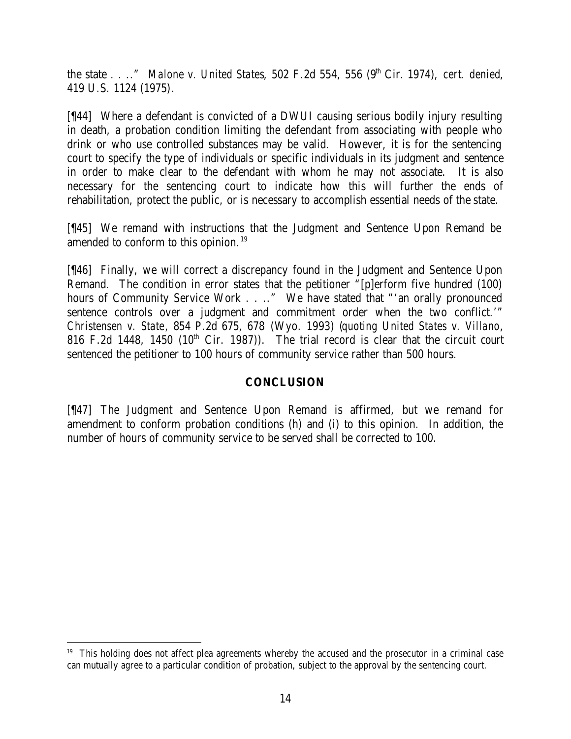the state . . .." *Malone v. United States*, 502 F.2d 554, 556 (9th Cir. 1974), *cert. denied*, 419 U.S. 1124 (1975).

[¶44] Where a defendant is convicted of a DWUI causing serious bodily injury resulting in death, a probation condition limiting the defendant from associating with people who drink or who use controlled substances may be valid. However, it is for the sentencing court to specify the type of individuals or specific individuals in its judgment and sentence in order to make clear to the defendant with whom he may not associate. It is also necessary for the sentencing court to indicate how this will further the ends of rehabilitation, protect the public, or is necessary to accomplish essential needs of the state.

[¶45] We remand with instructions that the Judgment and Sentence Upon Remand be amended to conform to this opinion.[19]

[¶46] Finally, we will correct a discrepancy found in the Judgment and Sentence Upon Remand. The condition in error states that the petitioner "[p]erform five hundred (100) hours of Community Service Work . . .." We have stated that "'an orally pronounced sentence controls over a judgment and commitment order when the two conflict.'" *Christensen v. State*, 854 P.2d 675, 678 (Wyo. 1993) (*quoting United States v. Villano*, 816 F.2d 1448, 1450 (10th Cir. 1987)). The trial record is clear that the circuit court sentenced the petitioner to 100 hours of community service rather than 500 hours.

## CONCLUSION

[¶47] The Judgment and Sentence Upon Remand is affirmed, but we remand for amendment to conform probation conditions (h) and (i) to this opinion. In addition, the number of hours of community service to be served shall be corrected to 100.

---

[19] This holding does not affect plea agreements whereby the accused and the prosecutor in a criminal case can mutually agree to a particular condition of probation, subject to the approval by the sentencing court.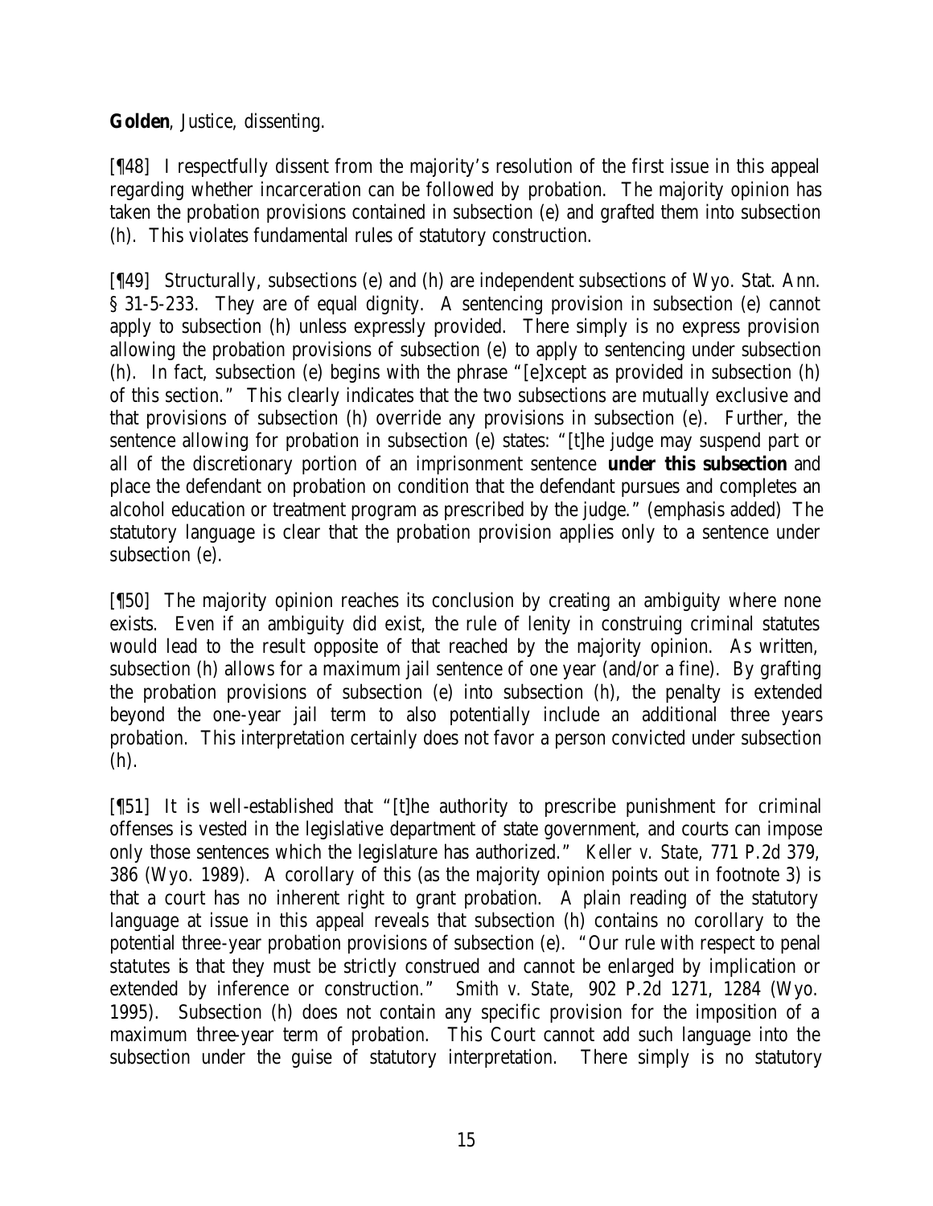**Golden**, Justice, dissenting.

[¶48] I respectfully dissent from the majority's resolution of the first issue in this appeal regarding whether incarceration can be followed by probation. The majority opinion has taken the probation provisions contained in subsection (e) and grafted them into subsection (h). This violates fundamental rules of statutory construction.

[¶49] Structurally, subsections (e) and (h) are independent subsections of Wyo. Stat. Ann. § 31-5-233. They are of equal dignity. A sentencing provision in subsection (e) cannot apply to subsection (h) unless expressly provided. There simply is no express provision allowing the probation provisions of subsection (e) to apply to sentencing under subsection (h). In fact, subsection (e) begins with the phrase "[e]xcept as provided in subsection (h) of this section." This clearly indicates that the two subsections are mutually exclusive and that provisions of subsection (h) override any provisions in subsection (e). Further, the sentence allowing for probation in subsection (e) states: "[t]he judge may suspend part or all of the discretionary portion of an imprisonment sentence **under this subsection** and place the defendant on probation on condition that the defendant pursues and completes an alcohol education or treatment program as prescribed by the judge." (emphasis added) The statutory language is clear that the probation provision applies only to a sentence under subsection (e).

[¶50] The majority opinion reaches its conclusion by creating an ambiguity where none exists. Even if an ambiguity did exist, the rule of lenity in construing criminal statutes would lead to the result opposite of that reached by the majority opinion. As written, subsection (h) allows for a maximum jail sentence of one year (and/or a fine). By grafting the probation provisions of subsection (e) into subsection (h), the penalty is extended beyond the one-year jail term to also potentially include an additional three years probation. This interpretation certainly does not favor a person convicted under subsection (h).

[¶51] It is well-established that "[t]he authority to prescribe punishment for criminal offenses is vested in the legislative department of state government, and courts can impose only those sentences which the legislature has authorized." *Keller v. State*, 771 P.2d 379, 386 (Wyo. 1989). A corollary of this (as the majority opinion points out in footnote 3) is that a court has no inherent right to grant probation. A plain reading of the statutory language at issue in this appeal reveals that subsection (h) contains no corollary to the potential three-year probation provisions of subsection (e). "Our rule with respect to penal statutes is that they must be strictly construed and cannot be enlarged by implication or extended by inference or construction." *Smith v. State,* 902 P.2d 1271, 1284 (Wyo. 1995). Subsection (h) does not contain any specific provision for the imposition of a maximum three-year term of probation. This Court cannot add such language into the subsection under the guise of statutory interpretation. There simply is no statutory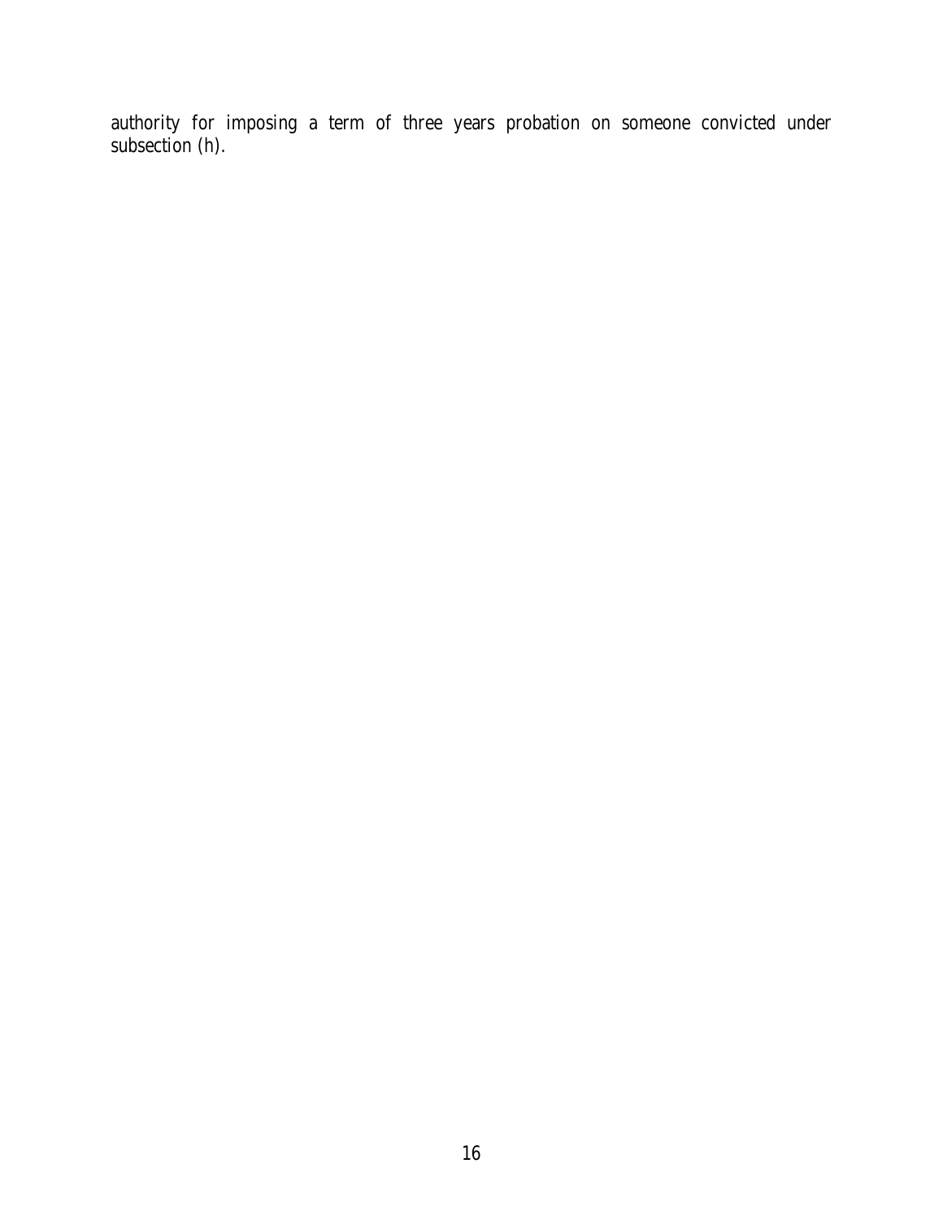authority for imposing a term of three years probation on someone convicted under subsection (h).